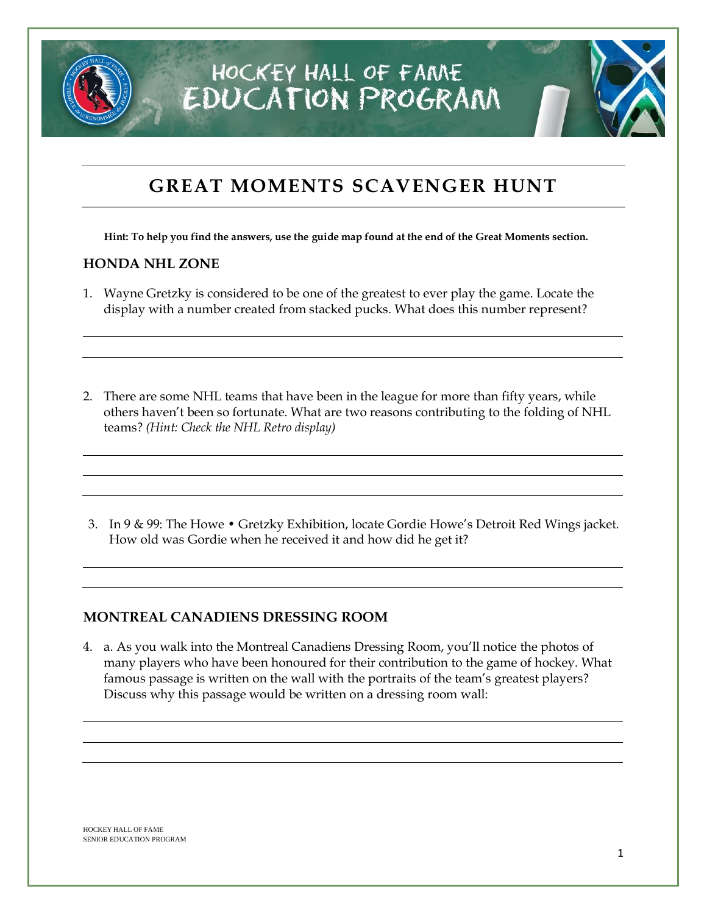# HOCKEY HALL OF FAME EDUCATION PROGRAM

## GREAT MOMENTS SCAVENGER HUNT

**Hint: To help you find the answers, use the guide map found at the end of the Great Moments section.**

### HONDA NHL ZONE

1. Wayne Gretzky is considered to be one of the greatest to ever play the game. Locate the display with a number created from stacked pucks. What does this number represent?

_______________________________________________

_______________________________________________

2. There are some NHL teams that have been in the league for more than fifty years, while others haven't been so fortunate. What are two reasons contributing to the folding of NHL teams? *(Hint: Check the NHL Retro display)*

_______________________________________________

_______________________________________________

_______________________________________________

3. In 9 & 99: The Howe • Gretzky Exhibition, locate Gordie Howe's Detroit Red Wings jacket. How old was Gordie when he received it and how did he get it?

_______________________________________________

_______________________________________________

### MONTREAL CANADIENS DRESSING ROOM

4. a. As you walk into the Montreal Canadiens Dressing Room, you'll notice the photos of many players who have been honoured for their contribution to the game of hockey. What famous passage is written on the wall with the portraits of the team's greatest players? Discuss why this passage would be written on a dressing room wall:

_______________________________________________

_______________________________________________

_______________________________________________

HOCKEY HALL OF FAME
SENIOR EDUCATION PROGRAM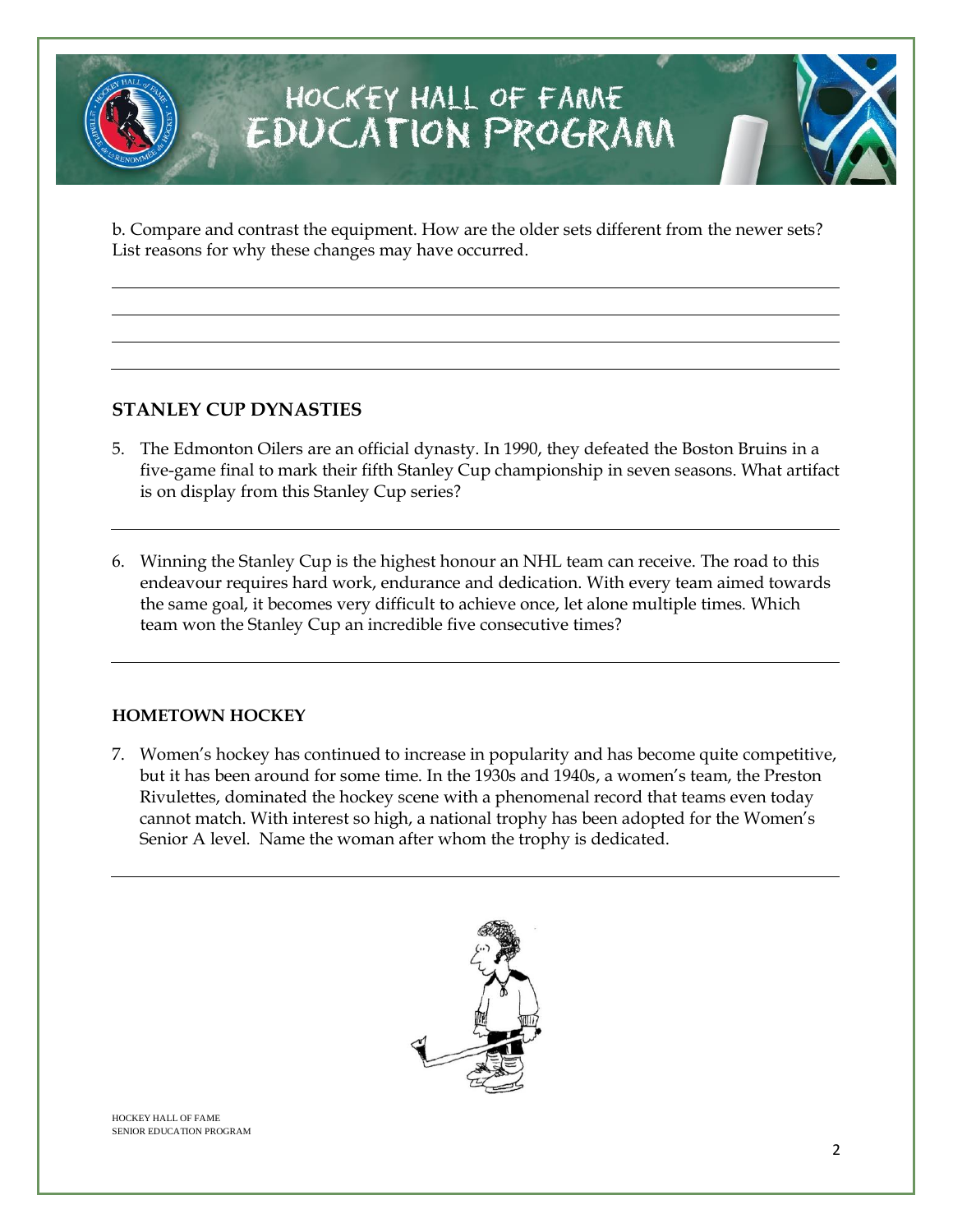b. Compare and contrast the equipment. How are the older sets different from the newer sets? List reasons for why these changes may have occurred.

## STANLEY CUP DYNASTIES

5. The Edmonton Oilers are an official dynasty. In 1990, they defeated the Boston Bruins in a five-game final to mark their fifth Stanley Cup championship in seven seasons. What artifact is on display from this Stanley Cup series?

6. Winning the Stanley Cup is the highest honour an NHL team can receive. The road to this endeavour requires hard work, endurance and dedication. With every team aimed towards the same goal, it becomes very difficult to achieve once, let alone multiple times. Which team won the Stanley Cup an incredible five consecutive times?

## HOMETOWN HOCKEY

7. Women's hockey has continued to increase in popularity and has become quite competitive, but it has been around for some time. In the 1930s and 1940s, a women's team, the Preston Rivulettes, dominated the hockey scene with a phenomenal record that teams even today cannot match. With interest so high, a national trophy has been adopted for the Women's Senior A level. Name the woman after whom the trophy is dedicated.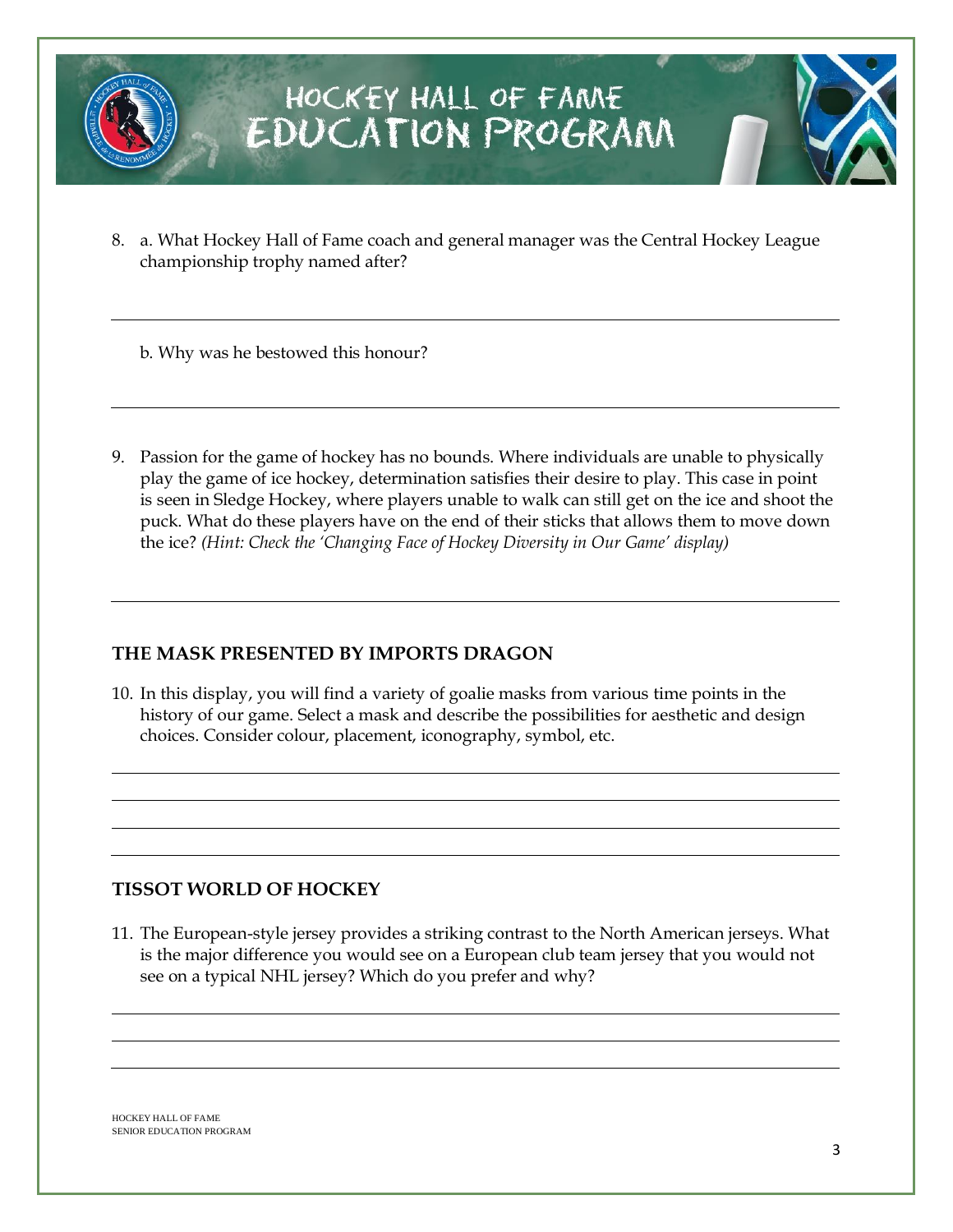8. a. What Hockey Hall of Fame coach and general manager was the Central Hockey League championship trophy named after?

   b. Why was he bestowed this honour?

9. Passion for the game of hockey has no bounds. Where individuals are unable to physically play the game of ice hockey, determination satisfies their desire to play. This case in point is seen in Sledge Hockey, where players unable to walk can still get on the ice and shoot the puck. What do these players have on the end of their sticks that allows them to move down the ice? *(Hint: Check the 'Changing Face of Hockey Diversity in Our Game' display)*

## THE MASK PRESENTED BY IMPORTS DRAGON

10. In this display, you will find a variety of goalie masks from various time points in the history of our game. Select a mask and describe the possibilities for aesthetic and design choices. Consider colour, placement, iconography, symbol, etc.

## TISSOT WORLD OF HOCKEY

11. The European-style jersey provides a striking contrast to the North American jerseys. What is the major difference you would see on a European club team jersey that you would not see on a typical NHL jersey? Which do you prefer and why?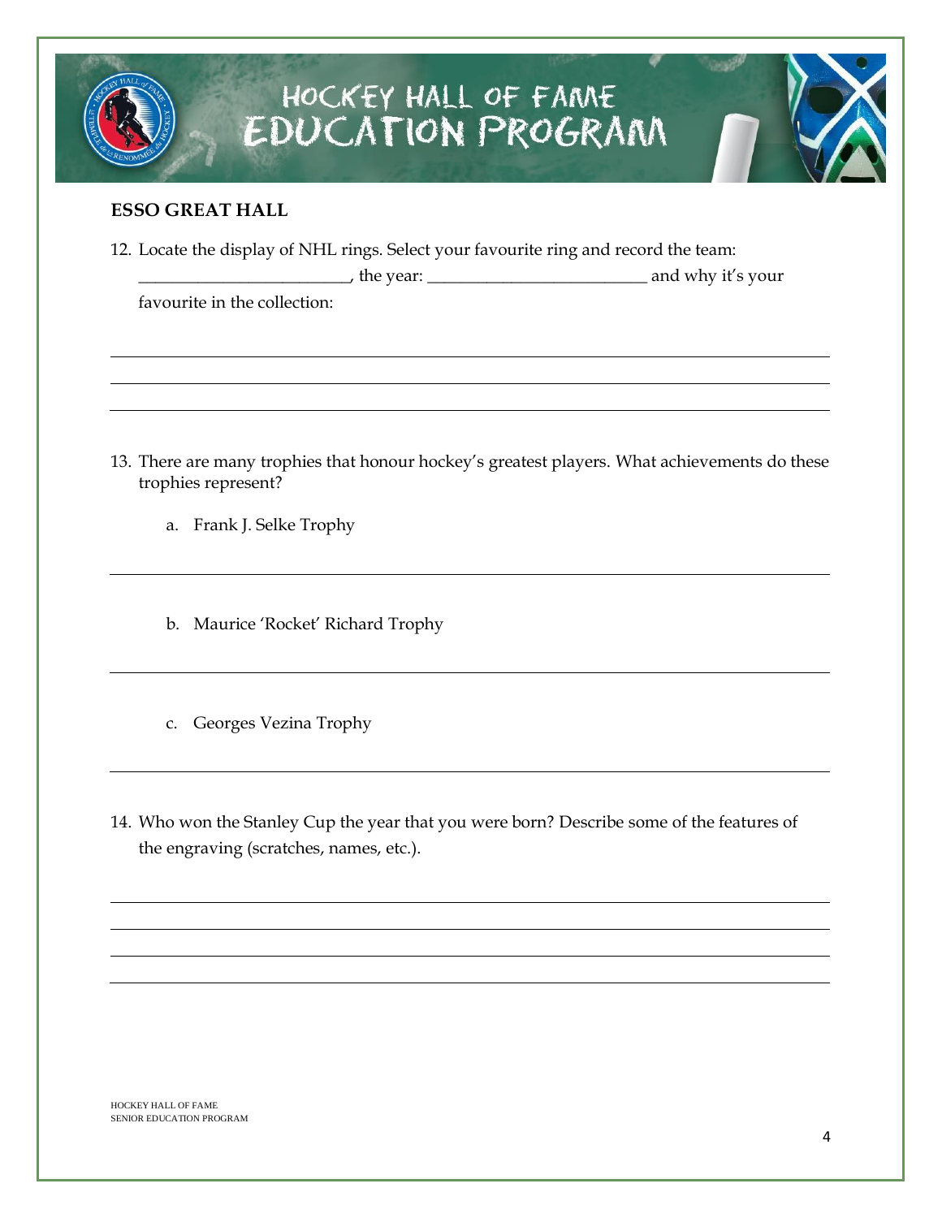## ESSO GREAT HALL

12. Locate the display of NHL rings. Select your favourite ring and record the team: _________________________, the year: __________________________ and why it's your favourite in the collection:

13. There are many trophies that honour hockey's greatest players. What achievements do these trophies represent?

    a. Frank J. Selke Trophy

    b. Maurice 'Rocket' Richard Trophy

    c. Georges Vezina Trophy

14. Who won the Stanley Cup the year that you were born? Describe some of the features of the engraving (scratches, names, etc.).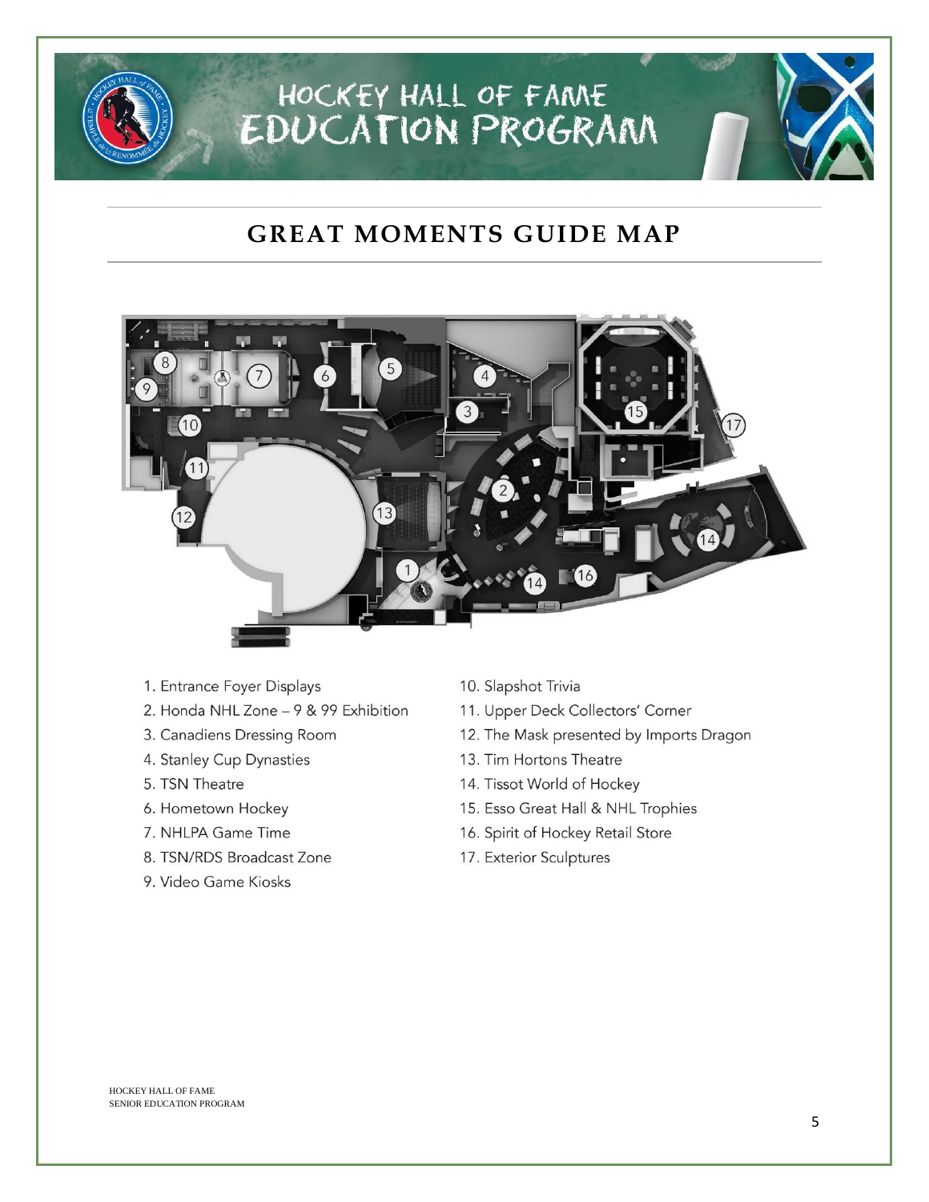# HOCKEY HALL OF FAME EDUCATION PROGRAM

## GREAT MOMENTS GUIDE MAP

1. Entrance Foyer Displays
2. Honda NHL Zone – 9 & 99 Exhibition
3. Canadiens Dressing Room
4. Stanley Cup Dynasties
5. TSN Theatre
6. Hometown Hockey
7. NHLPA Game Time
8. TSN/RDS Broadcast Zone
9. Video Game Kiosks
10. Slapshot Trivia
11. Upper Deck Collectors' Corner
12. The Mask presented by Imports Dragon
13. Tim Hortons Theatre
14. Tissot World of Hockey
15. Esso Great Hall & NHL Trophies
16. Spirit of Hockey Retail Store
17. Exterior Sculptures